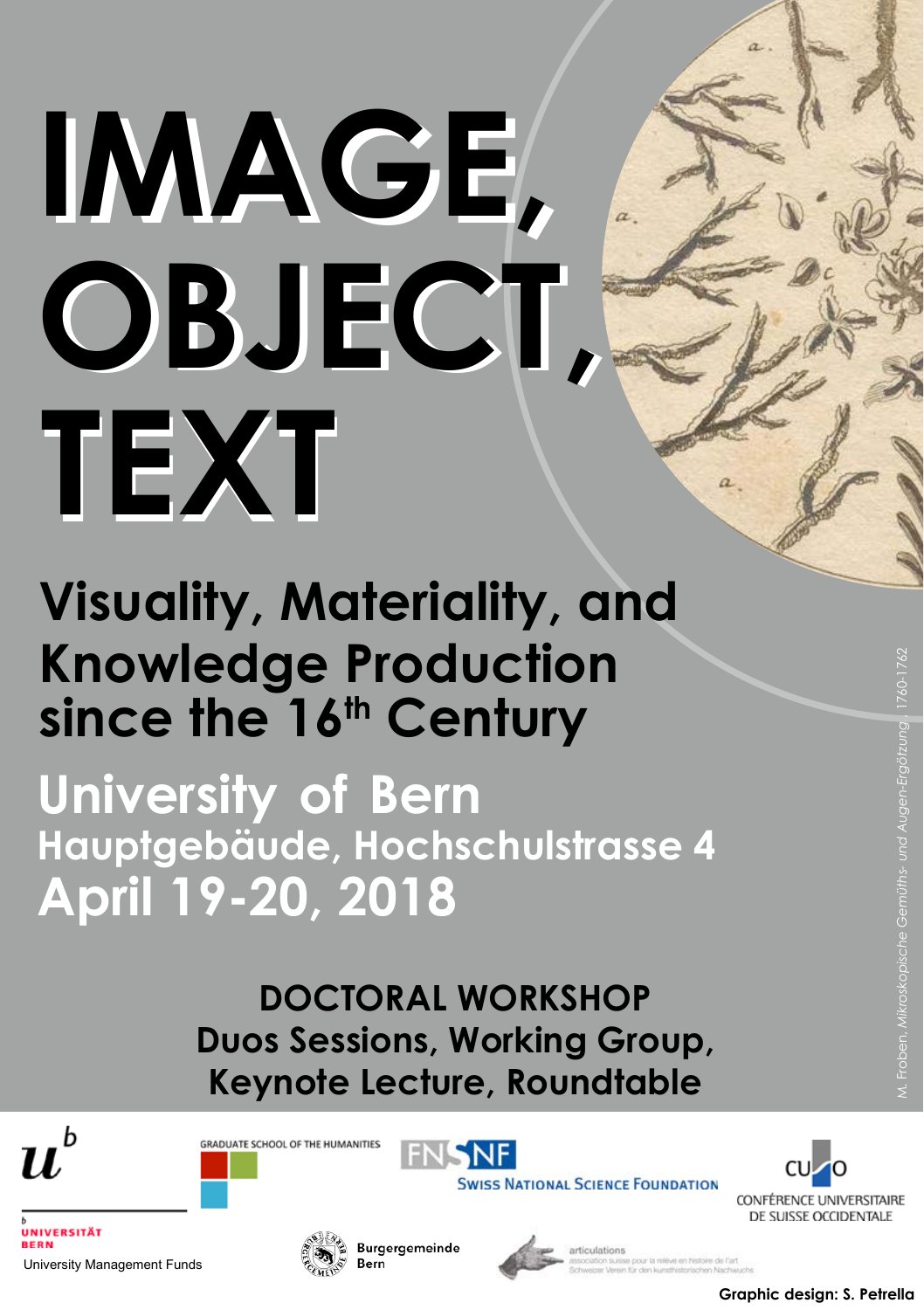# IMAGE, OBJECT, TEXT

## Visuality, Materiality, and Knowledge Production since the 16th Century

**University of Bern**
**Hauptgebäude, Hochschulstrasse 4**
**April 19-20, 2018**

**DOCTORAL WORKSHOP**
**Duos Sessions, Working Group, Keynote Lecture, Roundtable**

*M. Froben, Mikroskopische Gemüths- und Augen-Ergötzung, 1760-1762*

UNIVERSITÄT BERN
University Management Funds

GRADUATE SCHOOL OF THE HUMANITIES

FNSNF
SWISS NATIONAL SCIENCE FOUNDATION

CUSO
CONFÉRENCE UNIVERSITAIRE DE SUISSE OCCIDENTALE

Burgergemeinde Bern

articulations
association suisse pour la relève en histoire de l'art
Schweizer Verein für den kunsthistorischen Nachwuchs

**Graphic design: S. Petrella**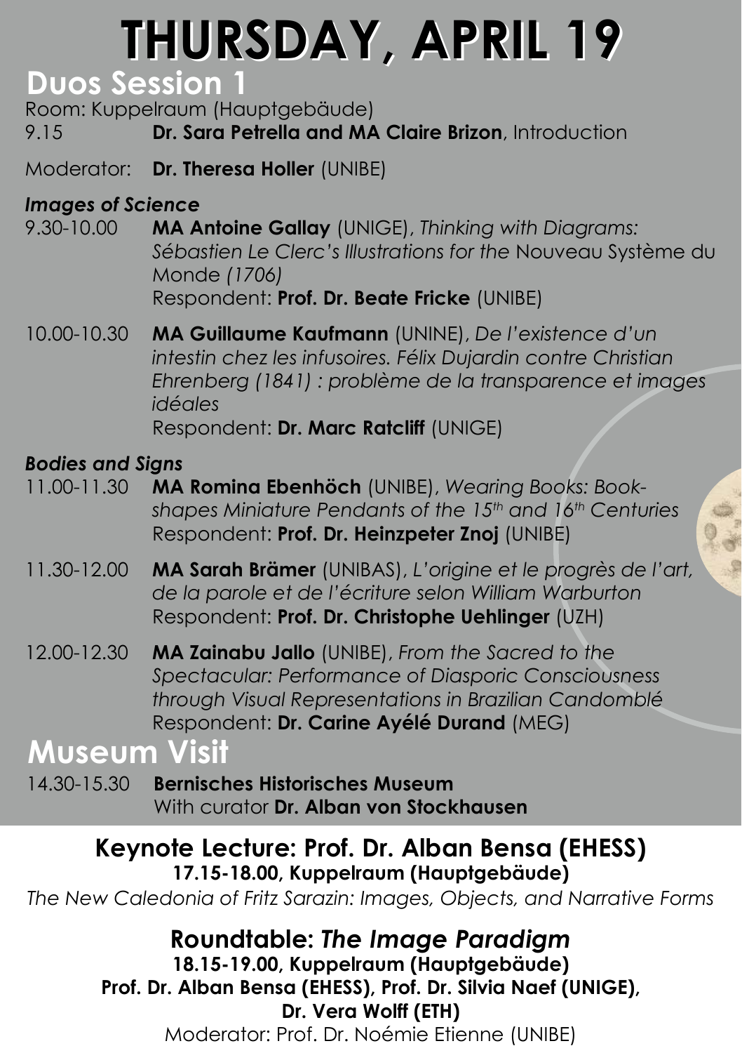# THURSDAY, APRIL 19

## Duos Session 1

Room: Kuppelraum (Hauptgebäude)

9.15 **Dr. Sara Petrella and MA Claire Brizon**, Introduction

Moderator: **Dr. Theresa Holler** (UNIBE)

### *Images of Science*

9.30-10.00 **MA Antoine Gallay** (UNIGE), *Thinking with Diagrams: Sébastien Le Clerc's Illustrations for the* Nouveau Système du Monde *(1706)*
Respondent: **Prof. Dr. Beate Fricke** (UNIBE)

10.00-10.30 **MA Guillaume Kaufmann** (UNINE), *De l'existence d'un intestin chez les infusoires. Félix Dujardin contre Christian Ehrenberg (1841) : problème de la transparence et images idéales*
Respondent: **Dr. Marc Ratcliff** (UNIGE)

### *Bodies and Signs*

11.00-11.30 **MA Romina Ebenhöch** (UNIBE), *Wearing Books: Book-shapes Miniature Pendants of the 15th and 16th Centuries*
Respondent: **Prof. Dr. Heinzpeter Znoj** (UNIBE)

11.30-12.00 **MA Sarah Brämer** (UNIBAS), *L'origine et le progrès de l'art, de la parole et de l'écriture selon William Warburton*
Respondent: **Prof. Dr. Christophe Uehlinger** (UZH)

12.00-12.30 **MA Zainabu Jallo** (UNIBE), *From the Sacred to the Spectacular: Performance of Diasporic Consciousness through Visual Representations in Brazilian Candomblé*
Respondent: **Dr. Carine Ayélé Durand** (MEG)

## Museum Visit

14.30-15.30 **Bernisches Historisches Museum**
With curator **Dr. Alban von Stockhausen**

## Keynote Lecture: Prof. Dr. Alban Bensa (EHESS)

**17.15-18.00, Kuppelraum (Hauptgebäude)**

*The New Caledonia of Fritz Sarazin: Images, Objects, and Narrative Forms*

## Roundtable: *The Image Paradigm*

**18.15-19.00, Kuppelraum (Hauptgebäude)**

**Prof. Dr. Alban Bensa (EHESS), Prof. Dr. Silvia Naef (UNIGE), Dr. Vera Wolff (ETH)**

Moderator: Prof. Dr. Noémie Etienne (UNIBE)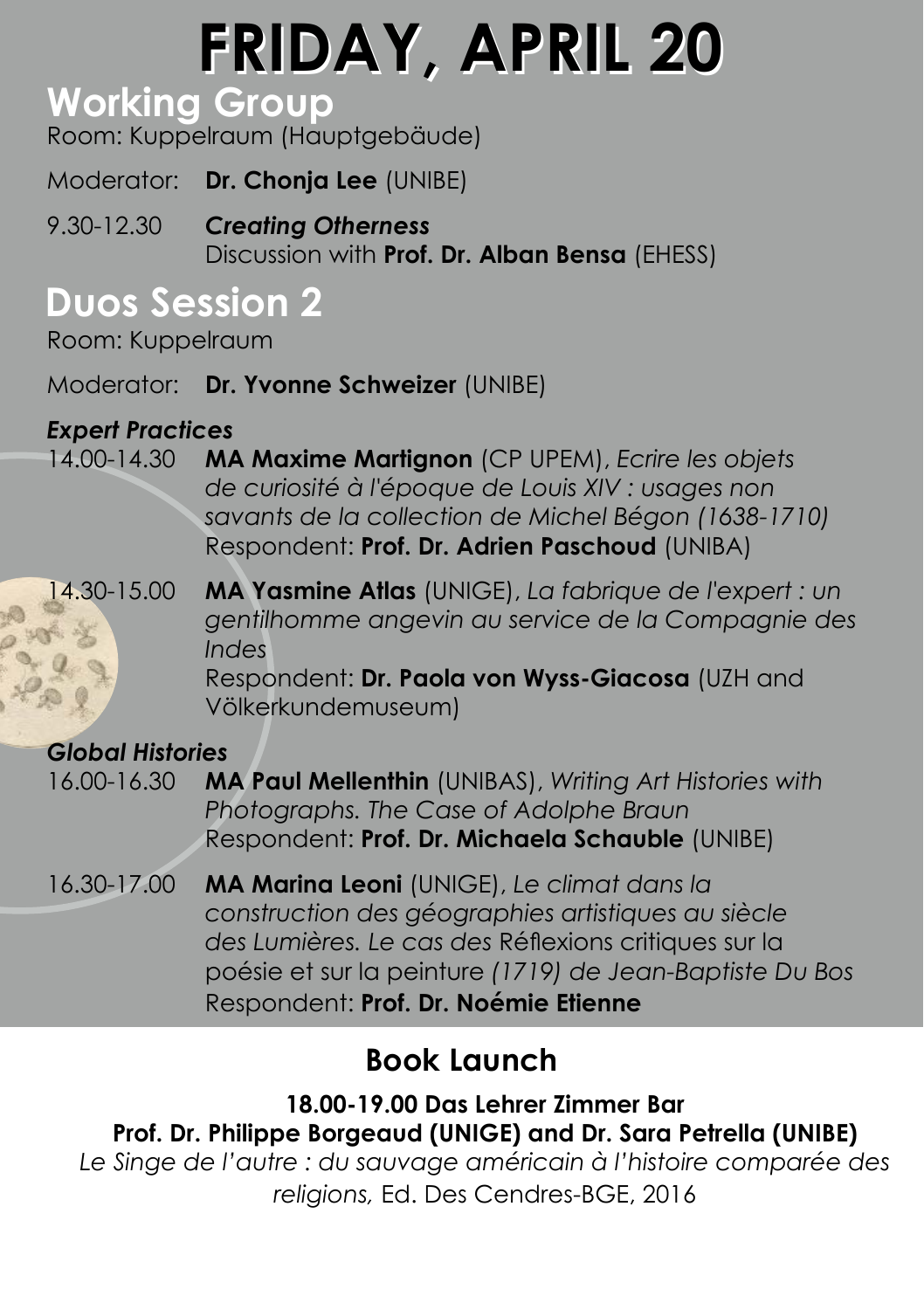# FRIDAY, APRIL 20

## Working Group

Room: Kuppelraum (Hauptgebäude)

Moderator: **Dr. Chonja Lee** (UNIBE)

9.30-12.30 ***Creating Otherness***
Discussion with **Prof. Dr. Alban Bensa** (EHESS)

## Duos Session 2

Room: Kuppelraum

Moderator: **Dr. Yvonne Schweizer** (UNIBE)

### *Expert Practices*

14.00-14.30 **MA Maxime Martignon** (CP UPEM), *Ecrire les objets de curiosité à l'époque de Louis XIV : usages non savants de la collection de Michel Bégon (1638-1710)*
Respondent: **Prof. Dr. Adrien Paschoud** (UNIBA)

14.30-15.00 **MA Yasmine Atlas** (UNIGE), *La fabrique de l'expert : un gentilhomme angevin au service de la Compagnie des Indes*
Respondent: **Dr. Paola von Wyss-Giacosa** (UZH and Völkerkundemuseum)

### *Global Histories*

16.00-16.30 **MA Paul Mellenthin** (UNIBAS), *Writing Art Histories with Photographs. The Case of Adolphe Braun*
Respondent: **Prof. Dr. Michaela Schauble** (UNIBE)

16.30-17.00 **MA Marina Leoni** (UNIGE), *Le climat dans la construction des géographies artistiques au siècle des Lumières. Le cas des* Réflexions critiques sur la poésie et sur la peinture *(1719) de Jean-Baptiste Du Bos*
Respondent: **Prof. Dr. Noémie Etienne**

## Book Launch

**18.00-19.00 Das Lehrer Zimmer Bar**
**Prof. Dr. Philippe Borgeaud (UNIGE) and Dr. Sara Petrella (UNIBE)**
*Le Singe de l'autre : du sauvage américain à l'histoire comparée des religions,* Ed. Des Cendres-BGE, 2016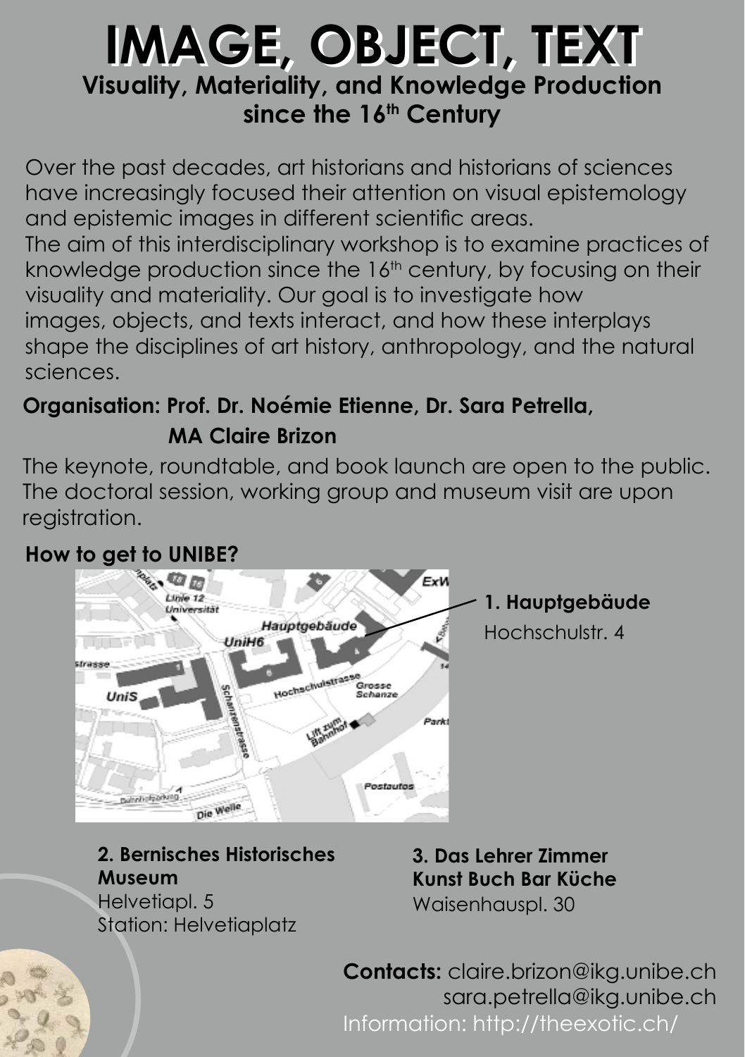# IMAGE, OBJECT, TEXT

## Visuality, Materiality, and Knowledge Production since the 16th Century

Over the past decades, art historians and historians of sciences have increasingly focused their attention on visual epistemology and epistemic images in different scientific areas.
The aim of this interdisciplinary workshop is to examine practices of knowledge production since the 16th century, by focusing on their visuality and materiality. Our goal is to investigate how images, objects, and texts interact, and how these interplays shape the disciplines of art history, anthropology, and the natural sciences.

**Organisation: Prof. Dr. Noémie Etienne, Dr. Sara Petrella, MA Claire Brizon**

The keynote, roundtable, and book launch are open to the public. The doctoral session, working group and museum visit are upon registration.

**How to get to UNIBE?**

**1. Hauptgebäude**
Hochschulstr. 4

**2. Bernisches Historisches Museum**
Helvetiapl. 5
Station: Helvetiaplatz

**3. Das Lehrer Zimmer Kunst Buch Bar Küche**
Waisenhauspl. 30

**Contacts:** claire.brizon@ikg.unibe.ch
sara.petrella@ikg.unibe.ch
Information: http://theexotic.ch/